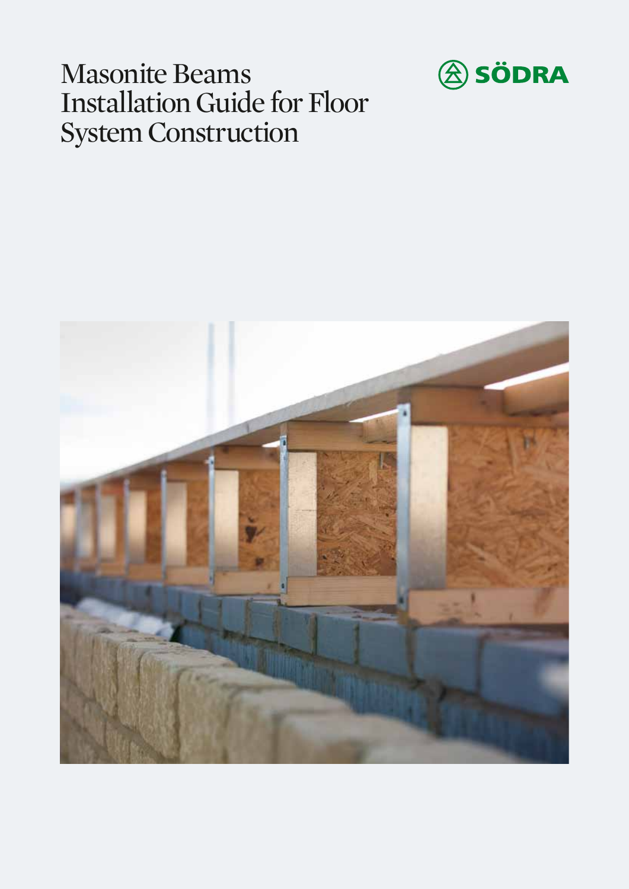# Masonite Beams Installation Guide for Floor System Construction

SÖDRA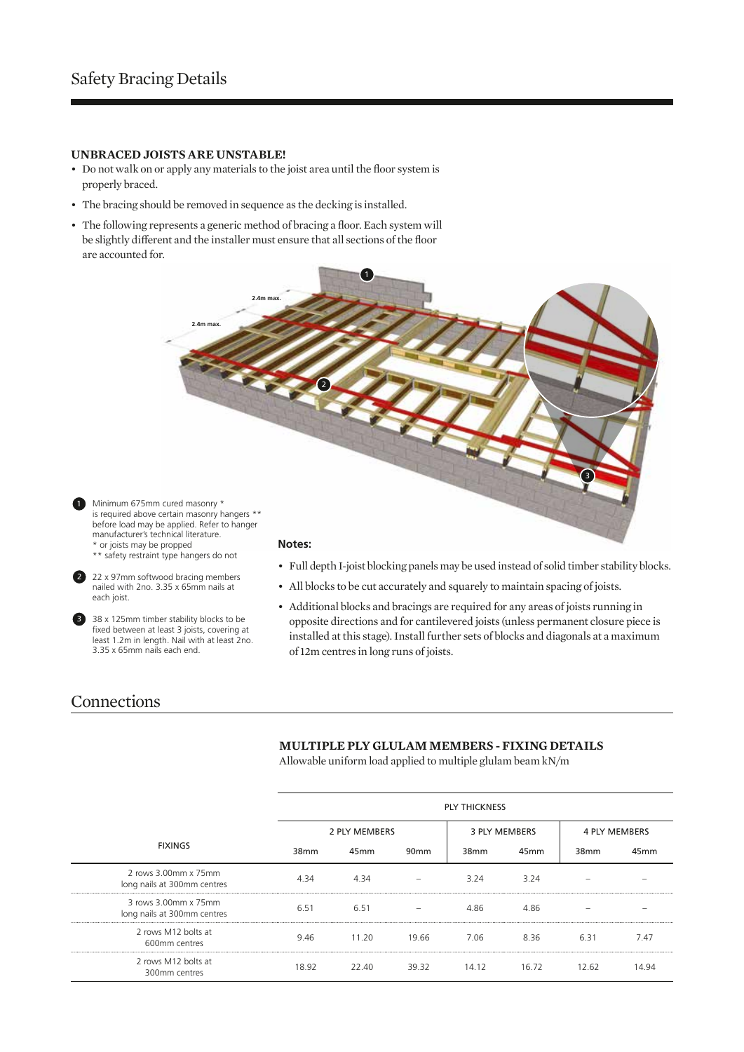# Safety Bracing Details

**UNBRACED JOISTS ARE UNSTABLE!**

- Do not walk on or apply any materials to the joist area until the floor system is properly braced.
- The bracing should be removed in sequence as the decking is installed.
- The following represents a generic method of bracing a floor. Each system will be slightly different and the installer must ensure that all sections of the floor are accounted for.

2.4m max.

2.4m max.

1 Minimum 675mm cured masonry * is required above certain masonry hangers ** before load may be applied. Refer to hanger manufacturer's technical literature.
\* or joists may be propped
\*\* safety restraint type hangers do not

2 22 x 97mm softwood bracing members nailed with 2no. 3.35 x 65mm nails at each joist.

3 38 x 125mm timber stability blocks to be fixed between at least 3 joists, covering at least 1.2m in length. Nail with at least 2no. 3.35 x 65mm nails each end.

**Notes:**

- Full depth I-joist blocking panels may be used instead of solid timber stability blocks.
- All blocks to be cut accurately and squarely to maintain spacing of joists.
- Additional blocks and bracings are required for any areas of joists running in opposite directions and for cantilevered joists (unless permanent closure piece is installed at this stage). Install further sets of blocks and diagonals at a maximum of 12m centres in long runs of joists.

# Connections

**MULTIPLE PLY GLULAM MEMBERS - FIXING DETAILS**

Allowable uniform load applied to multiple glulam beam kN/m

| FIXINGS | PLY THICKNESS | | | | | | |
|---|---|---|---|---|---|---|---|
| | 2 PLY MEMBERS | | | 3 PLY MEMBERS | | 4 PLY MEMBERS | |
| | 38mm | 45mm | 90mm | 38mm | 45mm | 38mm | 45mm |
| 2 rows 3.00mm x 75mm long nails at 300mm centres | 4.34 | 4.34 | – | 3.24 | 3.24 | – | – |
| 3 rows 3.00mm x 75mm long nails at 300mm centres | 6.51 | 6.51 | – | 4.86 | 4.86 | – | – |
| 2 rows M12 bolts at 600mm centres | 9.46 | 11.20 | 19.66 | 7.06 | 8.36 | 6.31 | 7.47 |
| 2 rows M12 bolts at 300mm centres | 18.92 | 22.40 | 39.32 | 14.12 | 16.72 | 12.62 | 14.94 |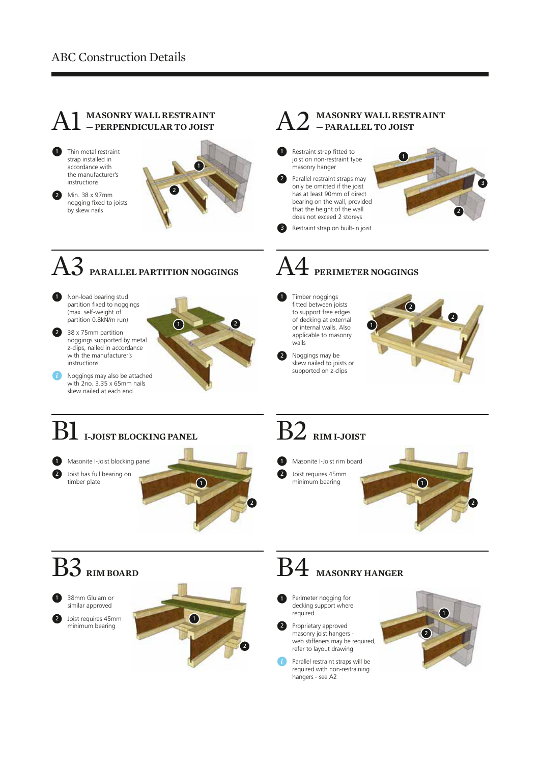# ABC Construction Details

## A1 MASONRY WALL RESTRAINT — PERPENDICULAR TO JOIST

1. Thin metal restraint strap installed in accordance with the manufacturer's instructions
2. Min. 38 x 97mm nogging fixed to joists by skew nails

## A2 MASONRY WALL RESTRAINT — PARALLEL TO JOIST

1. Restraint strap fitted to joist on non-restraint type masonry hanger
2. Parallel restraint straps may only be omitted if the joist has at least 90mm of direct bearing on the wall, provided that the height of the wall does not exceed 2 storeys
3. Restraint strap on built-in joist

## A3 PARALLEL PARTITION NOGGINGS

1. Non-load bearing stud partition fixed to noggings (max. self-weight of partition 0.8kN/m run)
2. 38 x 75mm partition noggings supported by metal z-clips, nailed in accordance with the manufacturer's instructions

i. Noggings may also be attached with 2no. 3.35 x 65mm nails skew nailed at each end

## A4 PERIMETER NOGGINGS

1. Timber noggings fitted between joists to support free edges of decking at external or internal walls. Also applicable to masonry walls
2. Noggings may be skew nailed to joists or supported on z-clips

## B1 I-JOIST BLOCKING PANEL

1. Masonite I-Joist blocking panel
2. Joist has full bearing on timber plate

## B2 RIM I-JOIST

1. Masonite I-Joist rim board
2. Joist requires 45mm minimum bearing

## B3 RIM BOARD

1. 38mm Glulam or similar approved
2. Joist requires 45mm minimum bearing

## B4 MASONRY HANGER

1. Perimeter nogging for decking support where required
2. Proprietary approved masonry joist hangers - web stiffeners may be required, refer to layout drawing

i. Parallel restraint straps will be required with non-restraining hangers - see A2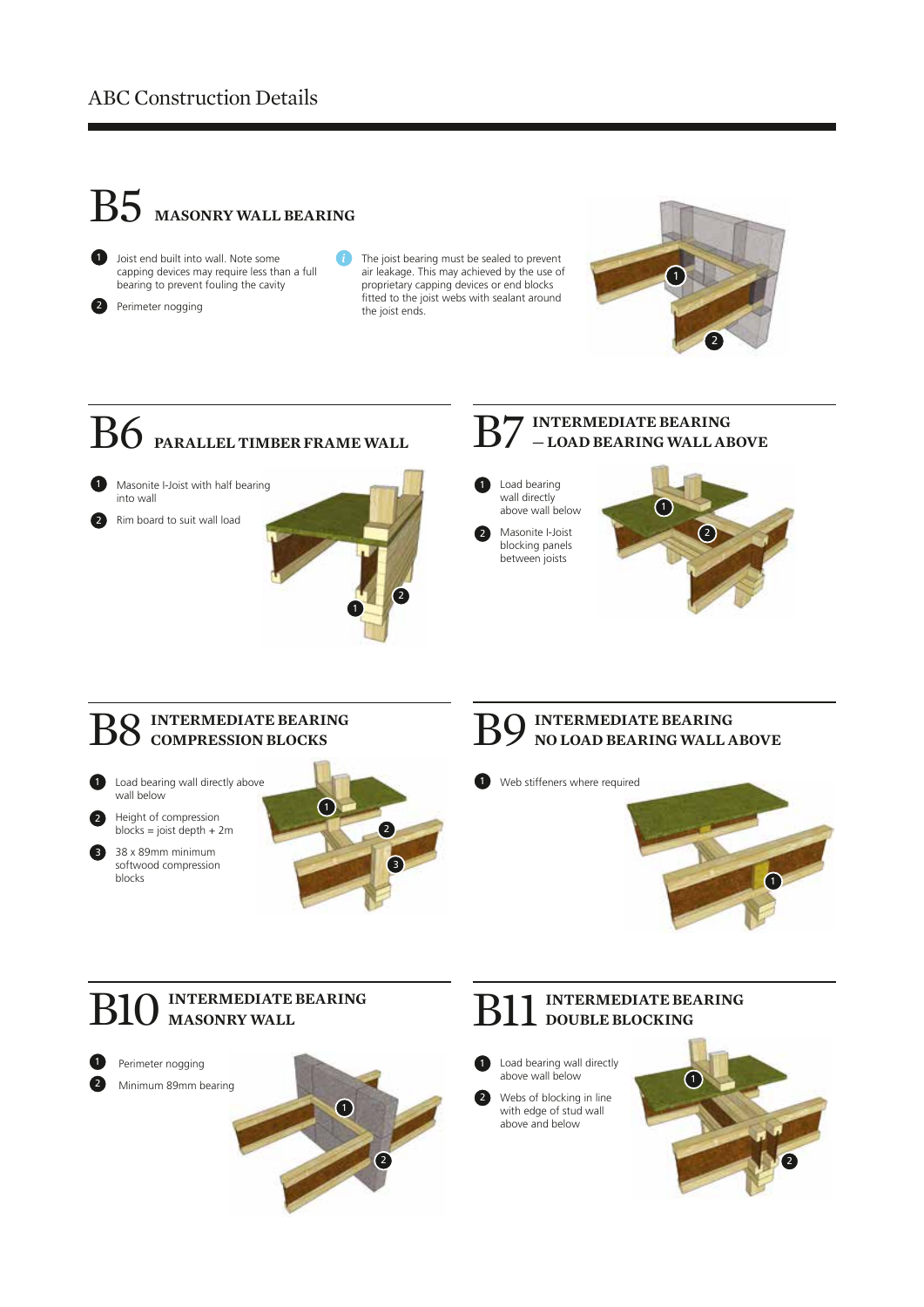# B5 MASONRY WALL BEARING

1. Joist end built into wall. Note some capping devices may require less than a full bearing to prevent fouling the cavity
2. Perimeter nogging

The joist bearing must be sealed to prevent air leakage. This may achieved by the use of proprietary capping devices or end blocks fitted to the joist webs with sealant around the joist ends.

# B6 PARALLEL TIMBER FRAME WALL

1. Masonite I-Joist with half bearing into wall
2. Rim board to suit wall load

# B7 INTERMEDIATE BEARING — LOAD BEARING WALL ABOVE

1. Load bearing wall directly above wall below
2. Masonite I-Joist blocking panels between joists

# B8 INTERMEDIATE BEARING COMPRESSION BLOCKS

1. Load bearing wall directly above wall below
2. Height of compression blocks = joist depth + 2m
3. 38 x 89mm minimum softwood compression blocks

# B9 INTERMEDIATE BEARING NO LOAD BEARING WALL ABOVE

1. Web stiffeners where required

# B10 INTERMEDIATE BEARING MASONRY WALL

1. Perimeter nogging
2. Minimum 89mm bearing

# B11 INTERMEDIATE BEARING DOUBLE BLOCKING

1. Load bearing wall directly above wall below
2. Webs of blocking in line with edge of stud wall above and below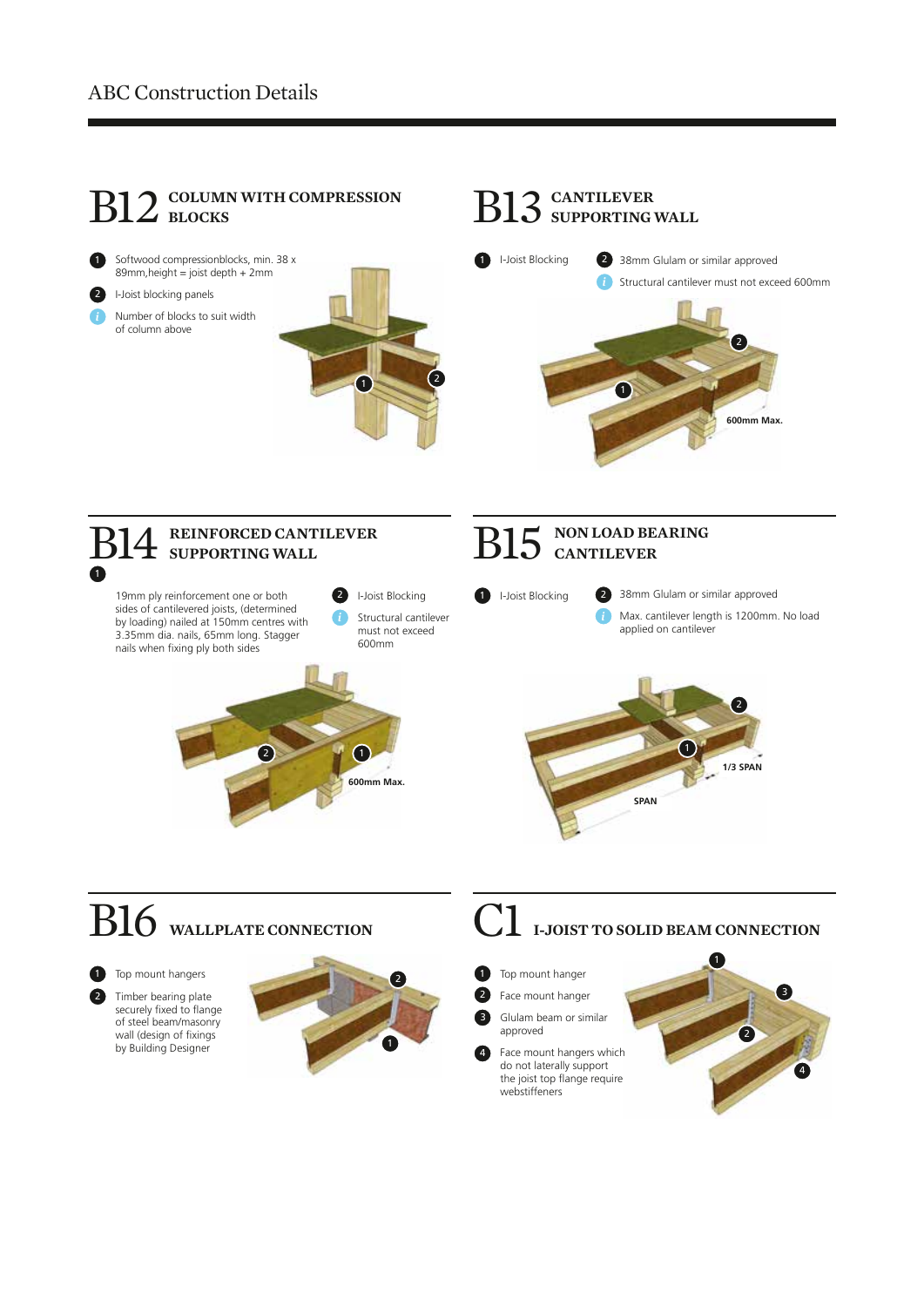# ABC Construction Details

## B12 COLUMN WITH COMPRESSION BLOCKS

1. Softwood compressionblocks, min. 38 x 89mm,height = joist depth + 2mm
2. I-Joist blocking panels

*i* Number of blocks to suit width of column above

## B13 CANTILEVER SUPPORTING WALL

1. I-Joist Blocking
2. 38mm Glulam or similar approved

*i* Structural cantilever must not exceed 600mm

600mm Max.

## B14 REINFORCED CANTILEVER SUPPORTING WALL

1. 19mm ply reinforcement one or both sides of cantilevered joists, (determined by loading) nailed at 150mm centres with 3.35mm dia. nails, 65mm long. Stagger nails when fixing ply both sides
2. I-Joist Blocking

*i* Structural cantilever must not exceed 600mm

600mm Max.

## B15 NON LOAD BEARING CANTILEVER

1. I-Joist Blocking
2. 38mm Glulam or similar approved

*i* Max. cantilever length is 1200mm. No load applied on cantilever

1/3 SPAN

SPAN

## B16 WALLPLATE CONNECTION

1. Top mount hangers
2. Timber bearing plate securely fixed to flange of steel beam/masonry wall (design of fixings by Building Designer

## C1 I-JOIST TO SOLID BEAM CONNECTION

1. Top mount hanger
2. Face mount hanger
3. Glulam beam or similar approved
4. Face mount hangers which do not laterally support the joist top flange require webstiffeners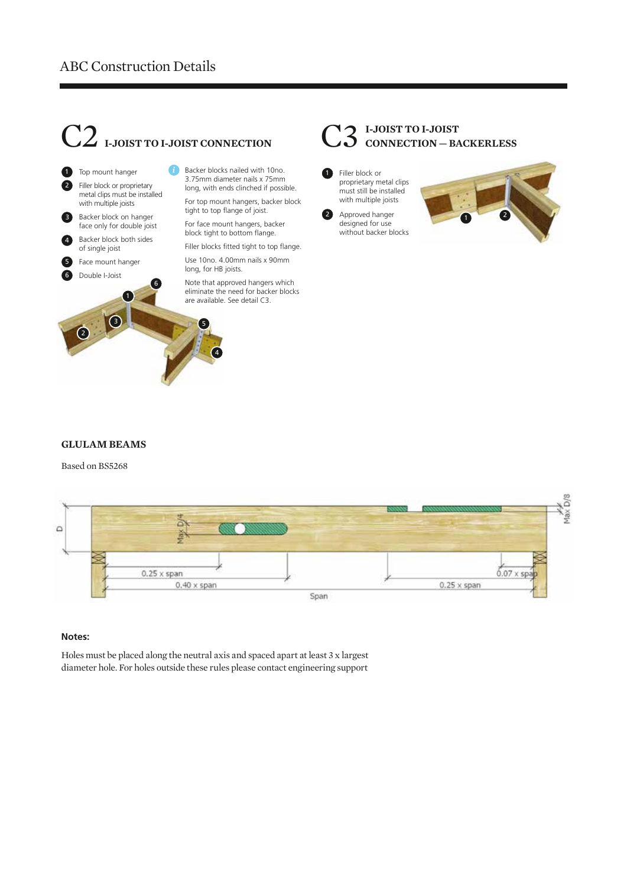# C2 I-JOIST TO I-JOIST CONNECTION

1. Top mount hanger
2. Filler block or proprietary metal clips must be installed with multiple joists
3. Backer block on hanger face only for double joist
4. Backer block both sides of single joist
5. Face mount hanger
6. Double I-Joist

Backer blocks nailed with 10no. 3.75mm diameter nails x 75mm long, with ends clinched if possible.

For top mount hangers, backer block tight to top flange of joist.

For face mount hangers, backer block tight to bottom flange.

Filler blocks fitted tight to top flange.

Use 10no. 4.00mm nails x 90mm long, for HB joists.

Note that approved hangers which eliminate the need for backer blocks are available. See detail C3.

# C3 I-JOIST TO I-JOIST CONNECTION — BACKERLESS

1. Filler block or proprietary metal clips must still be installed with multiple joists
2. Approved hanger designed for use without backer blocks

## GLULAM BEAMS

Based on BS5268

D

Max D/4

Max D/8

0.25 x span

0.40 x span

0.07 x span

0.25 x span

Span

**Notes:**

Holes must be placed along the neutral axis and spaced apart at least 3 x largest diameter hole. For holes outside these rules please contact engineering support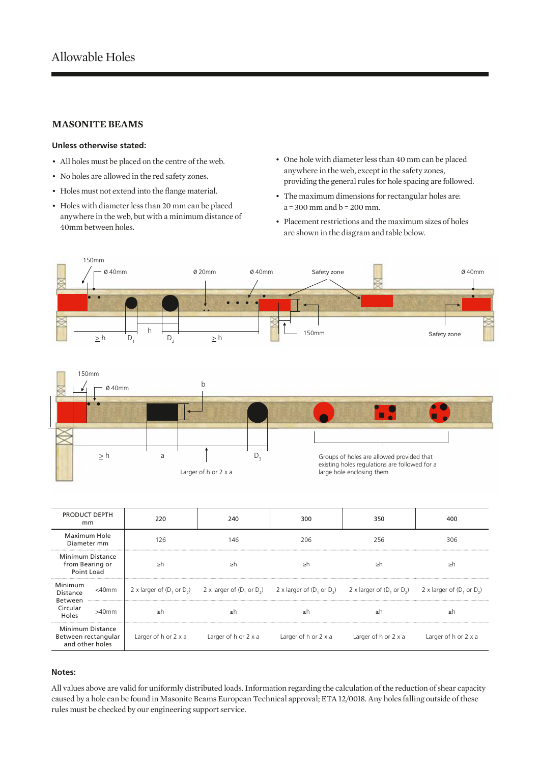# Allowable Holes

## MASONITE BEAMS

**Unless otherwise stated:**

- All holes must be placed on the centre of the web.
- No holes are allowed in the red safety zones.
- Holes must not extend into the flange material.
- Holes with diameter less than 20 mm can be placed anywhere in the web, but with a minimum distance of 40mm between holes.
- One hole with diameter less than 40 mm can be placed anywhere in the web, except in the safety zones, providing the general rules for hole spacing are followed.
- The maximum dimensions for rectangular holes are: a = 300 mm and b = 200 mm.
- Placement restrictions and the maximum sizes of holes are shown in the diagram and table below.

150mm
Ø 40mm
Ø 20mm
Ø 40mm
Safety zone
Ø 40mm
≥ h
$D_1$
h
$D_2$
≥ h
150mm
Safety zone

150mm
Ø 40mm
b
≥ h
a
$D_3$
Larger of h or 2 x a
Groups of holes are allowed provided that existing holes regulations are followed for a large hole enclosing them

| PRODUCT DEPTH mm | | 220 | 240 | 300 | 350 | 400 |
|---|---|---|---|---|---|---|
| Maximum Hole Diameter mm | | 126 | 146 | 206 | 256 | 306 |
| Minimum Distance from Bearing or Point Load | | ≥h | ≥h | ≥h | ≥h | ≥h |
| Minimum Distance Between Circular Holes | <40mm | 2 x larger of ($D_1$ or $D_2$) | 2 x larger of ($D_1$ or $D_2$) | 2 x larger of ($D_1$ or $D_2$) | 2 x larger of ($D_1$ or $D_2$) | 2 x larger of ($D_1$ or $D_2$) |
| | >40mm | ≥h | ≥h | ≥h | ≥h | ≥h |
| Minimum Distance Between rectangular and other holes | | Larger of h or 2 x a | Larger of h or 2 x a | Larger of h or 2 x a | Larger of h or 2 x a | Larger of h or 2 x a |

**Notes:**

All values above are valid for uniformly distributed loads. Information regarding the calculation of the reduction of shear capacity caused by a hole can be found in Masonite Beams European Technical approval; ETA 12/0018. Any holes falling outside of these rules must be checked by our engineering support service.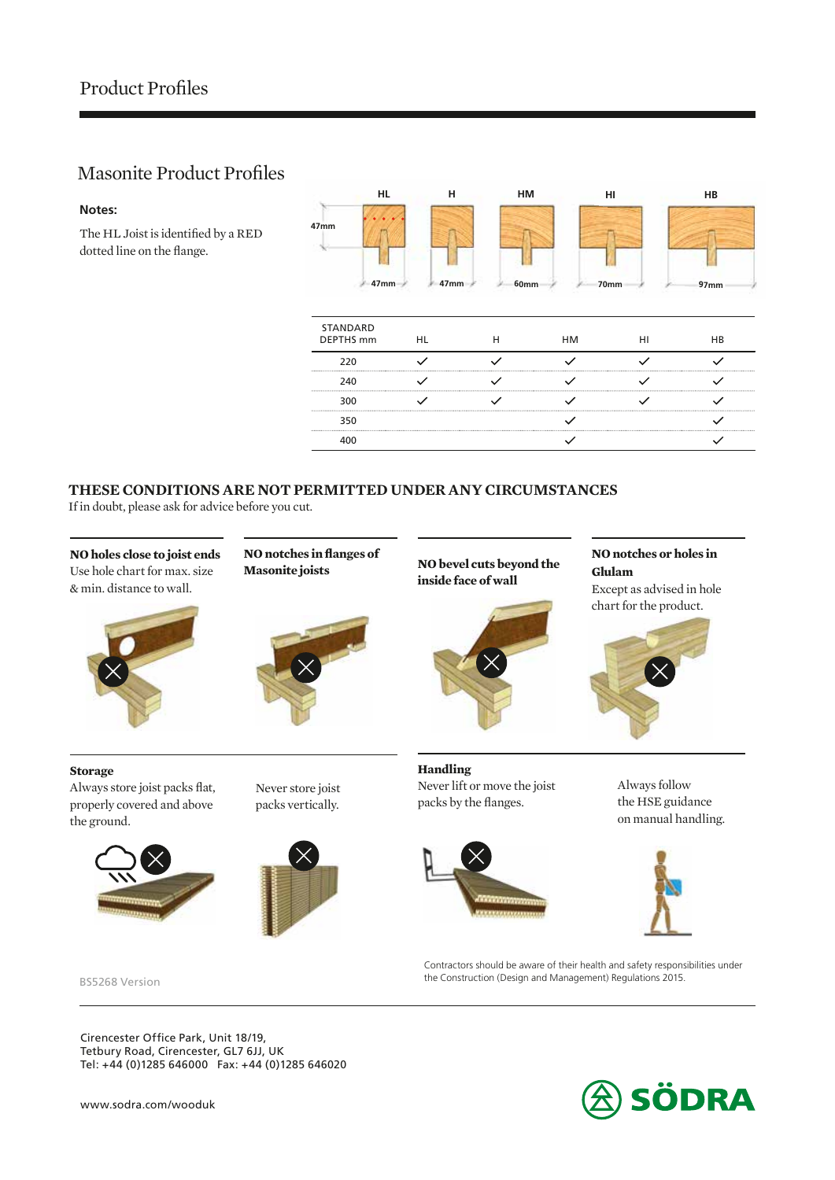# Product Profiles

## Masonite Product Profiles

**Notes:**

The HL Joist is identified by a RED dotted line on the flange.

HL
H
HM
HI
HB
47mm
47mm
47mm
60mm
70mm
97mm

| STANDARD DEPTHS mm | HL | H | HM | HI | HB |
|---|---|---|---|---|---|
| 220 | ✓ | ✓ | ✓ | ✓ | ✓ |
| 240 | ✓ | ✓ | ✓ | ✓ | ✓ |
| 300 | ✓ | ✓ | ✓ | ✓ | ✓ |
| 350 | | | ✓ | | ✓ |
| 400 | | | ✓ | | ✓ |

### THESE CONDITIONS ARE NOT PERMITTED UNDER ANY CIRCUMSTANCES

If in doubt, please ask for advice before you cut.

**NO holes close to joist ends**
Use hole chart for max. size & min. distance to wall.

**NO notches in flanges of Masonite joists**

**NO bevel cuts beyond the inside face of wall**

**NO notches or holes in Glulam**
Except as advised in hole chart for the product.

**Storage**
Always store joist packs flat, properly covered and above the ground.

Never store joist packs vertically.

**Handling**
Never lift or move the joist packs by the flanges.

Always follow the HSE guidance on manual handling.

Contractors should be aware of their health and safety responsibilities under the Construction (Design and Management) Regulations 2015.

BS5268 Version

Cirencester Office Park, Unit 18/19,
Tetbury Road, Cirencester, GL7 6JJ, UK
Tel: +44 (0)1285 646000 Fax: +44 (0)1285 646020

www.sodra.com/wooduk

SÖDRA